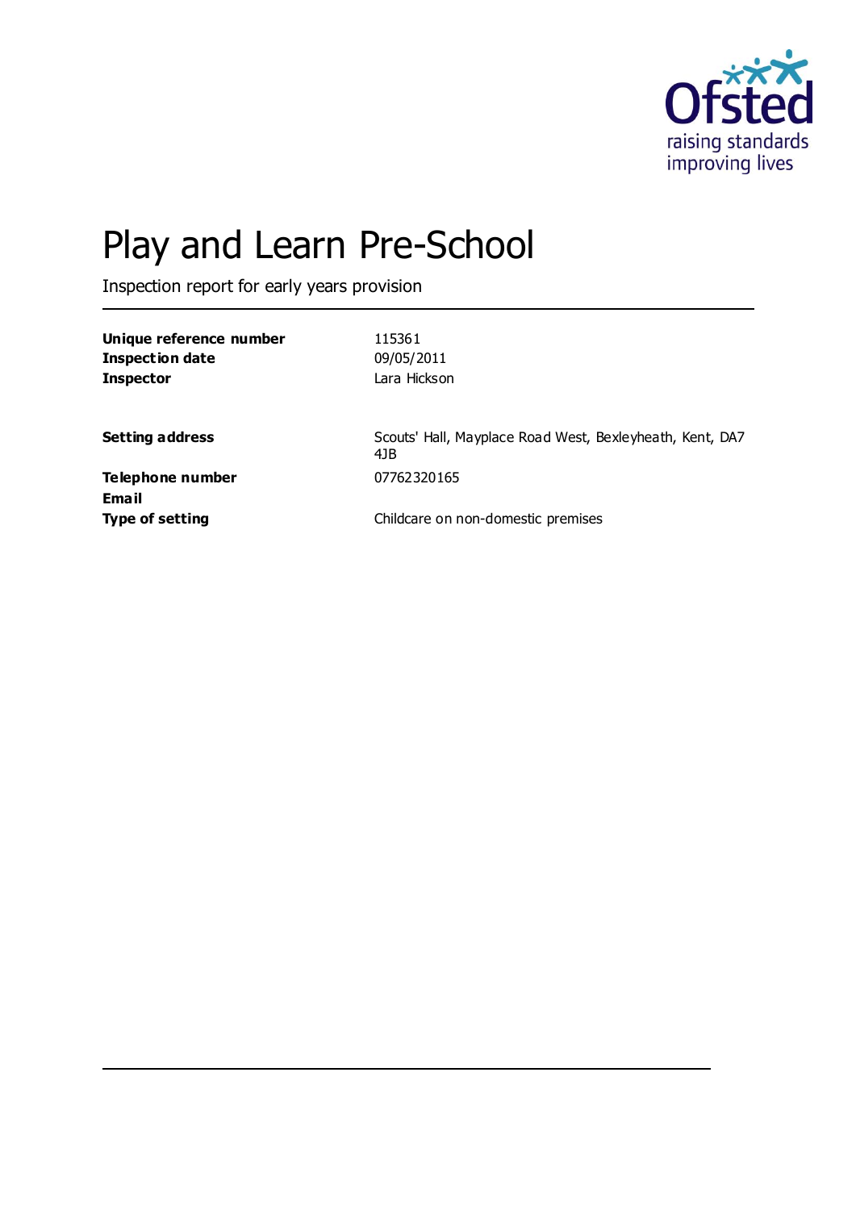Ofsted
raising standards
improving lives

# Play and Learn Pre-School

Inspection report for early years provision

| | |
|---|---|
| **Unique reference number** | 115361 |
| **Inspection date** | 09/05/2011 |
| **Inspector** | Lara Hickson |

| | |
|---|---|
| **Setting address** | Scouts' Hall, Mayplace Road West, Bexleyheath, Kent, DA7 4JB |
| **Telephone number** | 07762320165 |
| **Email** | |
| **Type of setting** | Childcare on non-domestic premises |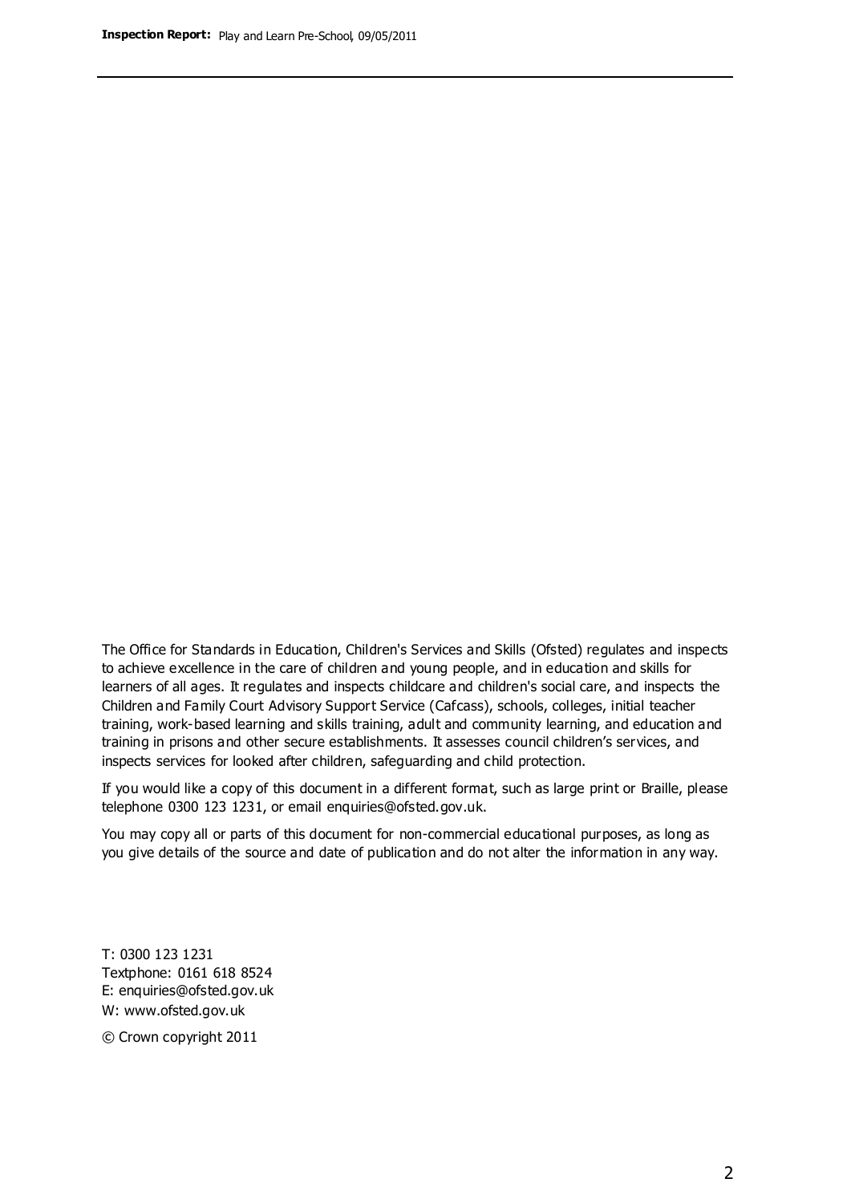The Office for Standards in Education, Children's Services and Skills (Ofsted) regulates and inspects to achieve excellence in the care of children and young people, and in education and skills for learners of all ages. It regulates and inspects childcare and children's social care, and inspects the Children and Family Court Advisory Support Service (Cafcass), schools, colleges, initial teacher training, work-based learning and skills training, adult and community learning, and education and training in prisons and other secure establishments. It assesses council children's services, and inspects services for looked after children, safeguarding and child protection.

If you would like a copy of this document in a different format, such as large print or Braille, please telephone 0300 123 1231, or email enquiries@ofsted.gov.uk.

You may copy all or parts of this document for non-commercial educational purposes, as long as you give details of the source and date of publication and do not alter the information in any way.

T: 0300 123 1231
Textphone: 0161 618 8524
E: enquiries@ofsted.gov.uk
W: www.ofsted.gov.uk

© Crown copyright 2011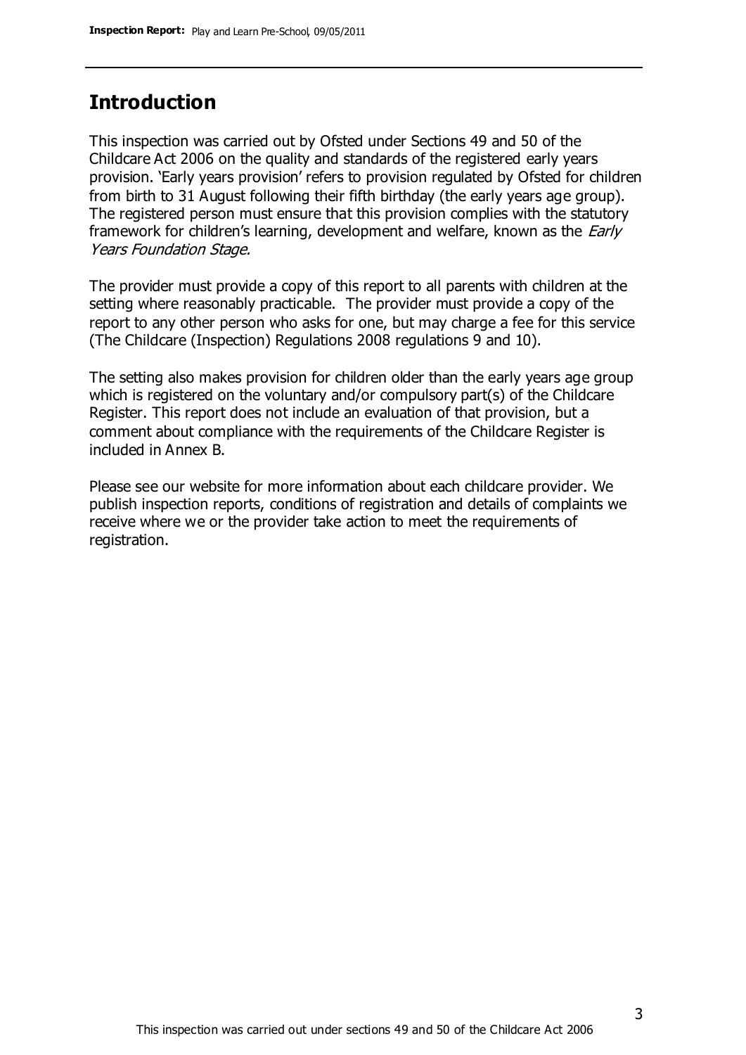## Introduction

This inspection was carried out by Ofsted under Sections 49 and 50 of the Childcare Act 2006 on the quality and standards of the registered early years provision. 'Early years provision' refers to provision regulated by Ofsted for children from birth to 31 August following their fifth birthday (the early years age group). The registered person must ensure that this provision complies with the statutory framework for children's learning, development and welfare, known as the *Early Years Foundation Stage*.

The provider must provide a copy of this report to all parents with children at the setting where reasonably practicable. The provider must provide a copy of the report to any other person who asks for one, but may charge a fee for this service (The Childcare (Inspection) Regulations 2008 regulations 9 and 10).

The setting also makes provision for children older than the early years age group which is registered on the voluntary and/or compulsory part(s) of the Childcare Register. This report does not include an evaluation of that provision, but a comment about compliance with the requirements of the Childcare Register is included in Annex B.

Please see our website for more information about each childcare provider. We publish inspection reports, conditions of registration and details of complaints we receive where we or the provider take action to meet the requirements of registration.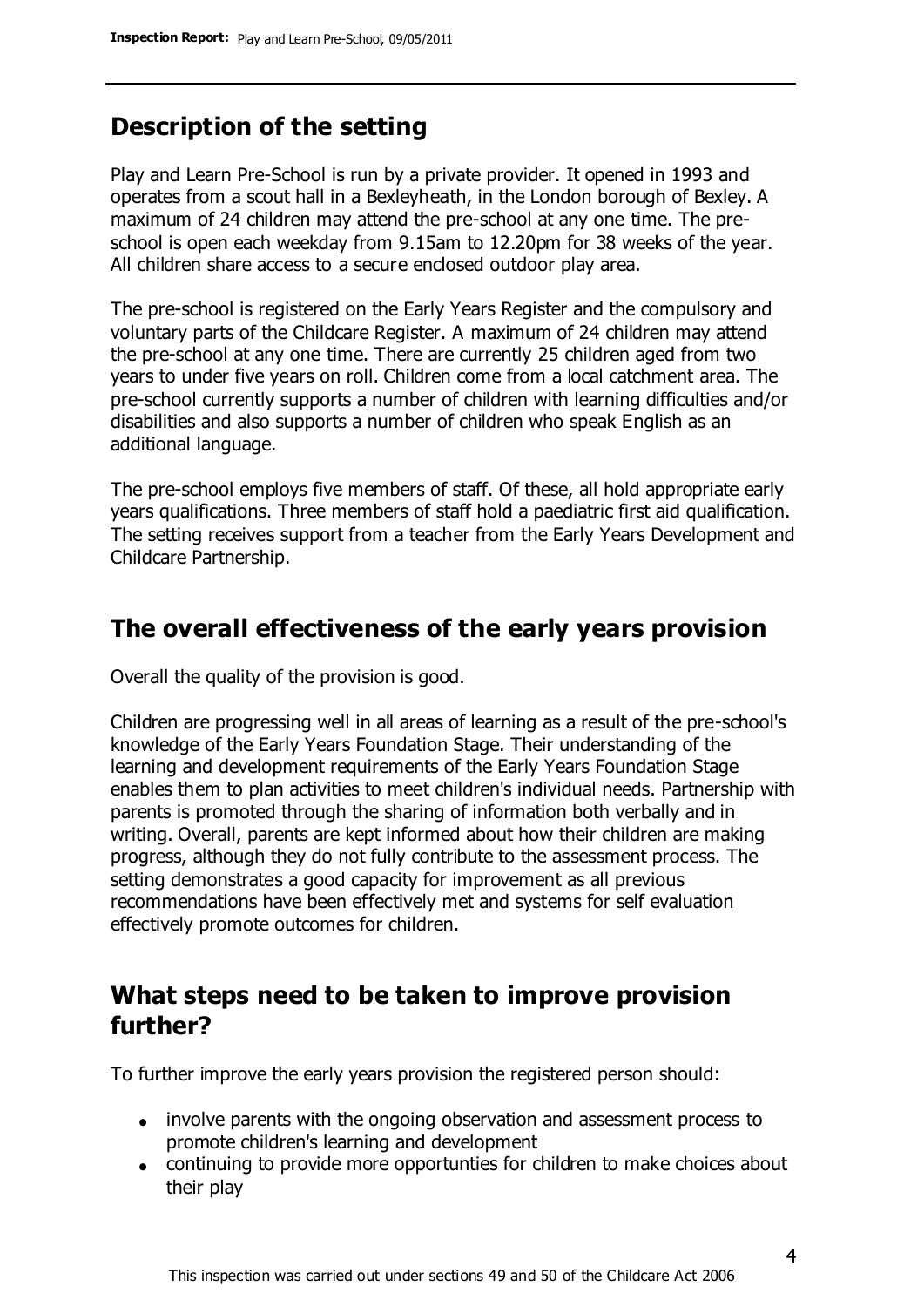## Description of the setting

Play and Learn Pre-School is run by a private provider. It opened in 1993 and operates from a scout hall in a Bexleyheath, in the London borough of Bexley. A maximum of 24 children may attend the pre-school at any one time. The pre-school is open each weekday from 9.15am to 12.20pm for 38 weeks of the year. All children share access to a secure enclosed outdoor play area.

The pre-school is registered on the Early Years Register and the compulsory and voluntary parts of the Childcare Register. A maximum of 24 children may attend the pre-school at any one time. There are currently 25 children aged from two years to under five years on roll. Children come from a local catchment area. The pre-school currently supports a number of children with learning difficulties and/or disabilities and also supports a number of children who speak English as an additional language.

The pre-school employs five members of staff. Of these, all hold appropriate early years qualifications. Three members of staff hold a paediatric first aid qualification. The setting receives support from a teacher from the Early Years Development and Childcare Partnership.

## The overall effectiveness of the early years provision

Overall the quality of the provision is good.

Children are progressing well in all areas of learning as a result of the pre-school's knowledge of the Early Years Foundation Stage. Their understanding of the learning and development requirements of the Early Years Foundation Stage enables them to plan activities to meet children's individual needs. Partnership with parents is promoted through the sharing of information both verbally and in writing. Overall, parents are kept informed about how their children are making progress, although they do not fully contribute to the assessment process. The setting demonstrates a good capacity for improvement as all previous recommendations have been effectively met and systems for self evaluation effectively promote outcomes for children.

## What steps need to be taken to improve provision further?

To further improve the early years provision the registered person should:

- involve parents with the ongoing observation and assessment process to promote children's learning and development
- continuing to provide more opportunties for children to make choices about their play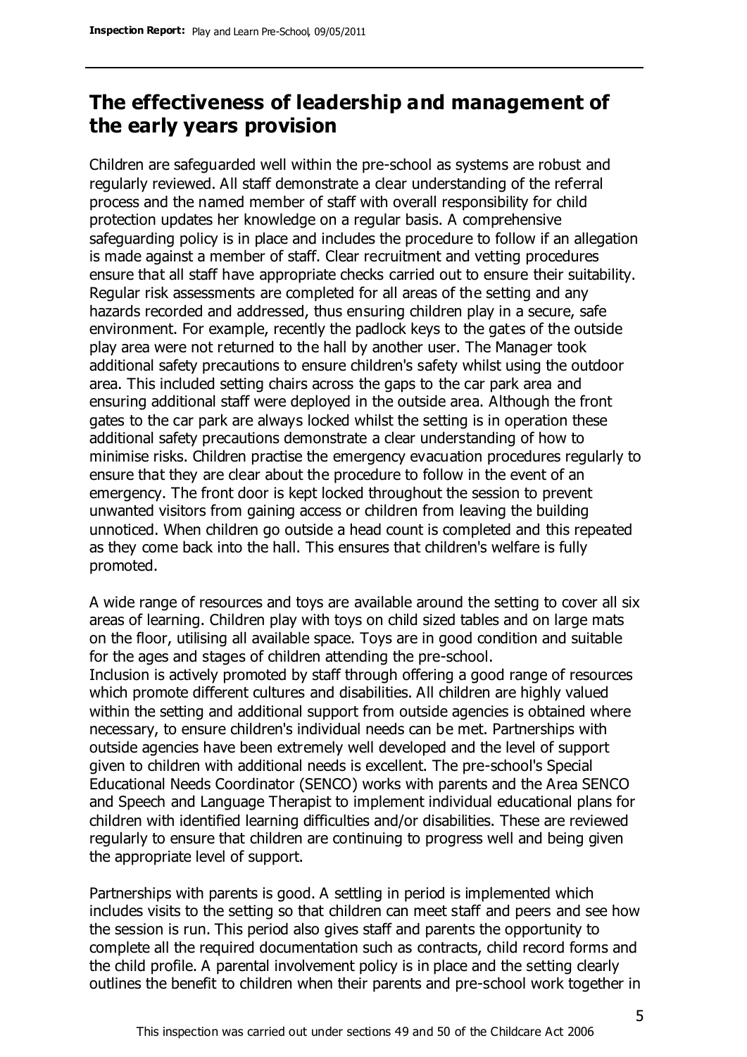## The effectiveness of leadership and management of the early years provision

Children are safeguarded well within the pre-school as systems are robust and regularly reviewed. All staff demonstrate a clear understanding of the referral process and the named member of staff with overall responsibility for child protection updates her knowledge on a regular basis. A comprehensive safeguarding policy is in place and includes the procedure to follow if an allegation is made against a member of staff. Clear recruitment and vetting procedures ensure that all staff have appropriate checks carried out to ensure their suitability. Regular risk assessments are completed for all areas of the setting and any hazards recorded and addressed, thus ensuring children play in a secure, safe environment. For example, recently the padlock keys to the gates of the outside play area were not returned to the hall by another user. The Manager took additional safety precautions to ensure children's safety whilst using the outdoor area. This included setting chairs across the gaps to the car park area and ensuring additional staff were deployed in the outside area. Although the front gates to the car park are always locked whilst the setting is in operation these additional safety precautions demonstrate a clear understanding of how to minimise risks. Children practise the emergency evacuation procedures regularly to ensure that they are clear about the procedure to follow in the event of an emergency. The front door is kept locked throughout the session to prevent unwanted visitors from gaining access or children from leaving the building unnoticed. When children go outside a head count is completed and this repeated as they come back into the hall. This ensures that children's welfare is fully promoted.

A wide range of resources and toys are available around the setting to cover all six areas of learning. Children play with toys on child sized tables and on large mats on the floor, utilising all available space. Toys are in good condition and suitable for the ages and stages of children attending the pre-school.
Inclusion is actively promoted by staff through offering a good range of resources which promote different cultures and disabilities. All children are highly valued within the setting and additional support from outside agencies is obtained where necessary, to ensure children's individual needs can be met. Partnerships with outside agencies have been extremely well developed and the level of support given to children with additional needs is excellent. The pre-school's Special Educational Needs Coordinator (SENCO) works with parents and the Area SENCO and Speech and Language Therapist to implement individual educational plans for children with identified learning difficulties and/or disabilities. These are reviewed regularly to ensure that children are continuing to progress well and being given the appropriate level of support.

Partnerships with parents is good. A settling in period is implemented which includes visits to the setting so that children can meet staff and peers and see how the session is run. This period also gives staff and parents the opportunity to complete all the required documentation such as contracts, child record forms and the child profile. A parental involvement policy is in place and the setting clearly outlines the benefit to children when their parents and pre-school work together in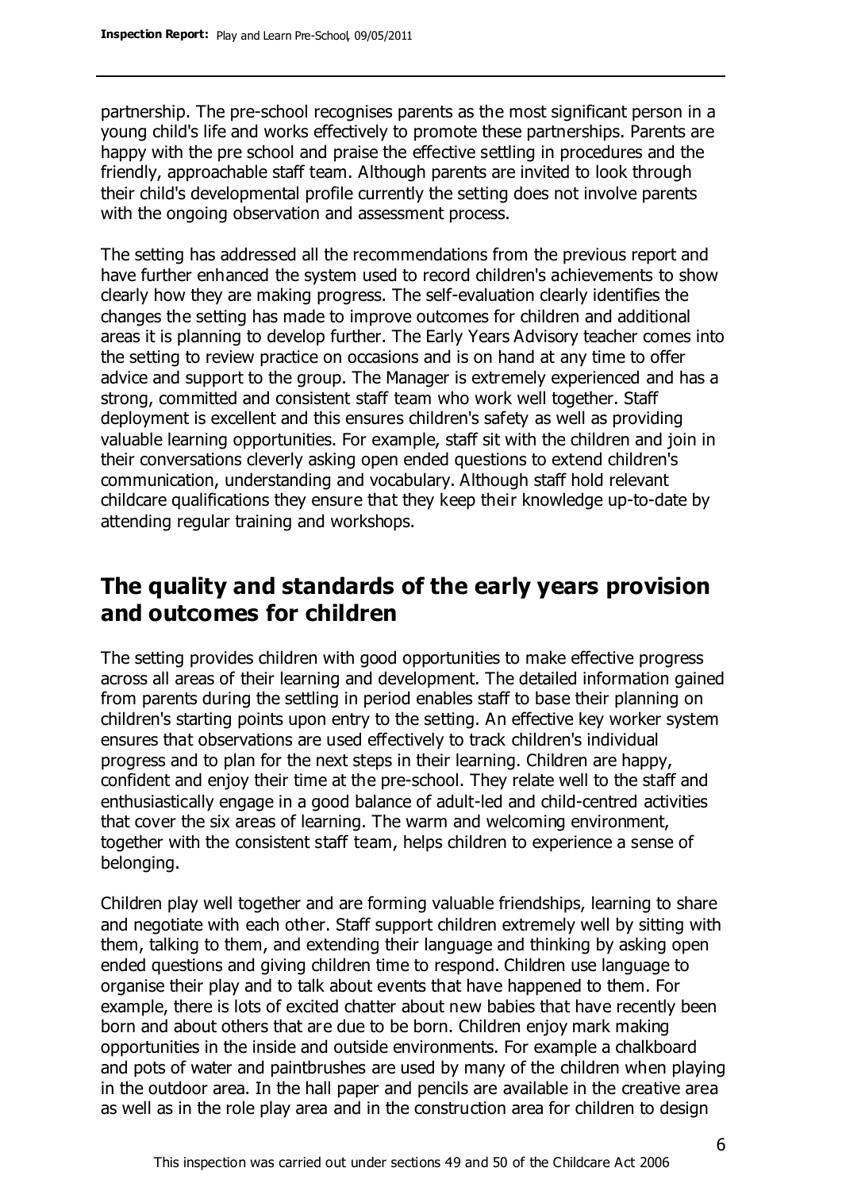partnership. The pre-school recognises parents as the most significant person in a young child's life and works effectively to promote these partnerships. Parents are happy with the pre school and praise the effective settling in procedures and the friendly, approachable staff team. Although parents are invited to look through their child's developmental profile currently the setting does not involve parents with the ongoing observation and assessment process.

The setting has addressed all the recommendations from the previous report and have further enhanced the system used to record children's achievements to show clearly how they are making progress. The self-evaluation clearly identifies the changes the setting has made to improve outcomes for children and additional areas it is planning to develop further. The Early Years Advisory teacher comes into the setting to review practice on occasions and is on hand at any time to offer advice and support to the group. The Manager is extremely experienced and has a strong, committed and consistent staff team who work well together. Staff deployment is excellent and this ensures children's safety as well as providing valuable learning opportunities. For example, staff sit with the children and join in their conversations cleverly asking open ended questions to extend children's communication, understanding and vocabulary. Although staff hold relevant childcare qualifications they ensure that they keep their knowledge up-to-date by attending regular training and workshops.

## The quality and standards of the early years provision and outcomes for children

The setting provides children with good opportunities to make effective progress across all areas of their learning and development. The detailed information gained from parents during the settling in period enables staff to base their planning on children's starting points upon entry to the setting. An effective key worker system ensures that observations are used effectively to track children's individual progress and to plan for the next steps in their learning. Children are happy, confident and enjoy their time at the pre-school. They relate well to the staff and enthusiastically engage in a good balance of adult-led and child-centred activities that cover the six areas of learning. The warm and welcoming environment, together with the consistent staff team, helps children to experience a sense of belonging.

Children play well together and are forming valuable friendships, learning to share and negotiate with each other. Staff support children extremely well by sitting with them, talking to them, and extending their language and thinking by asking open ended questions and giving children time to respond. Children use language to organise their play and to talk about events that have happened to them. For example, there is lots of excited chatter about new babies that have recently been born and about others that are due to be born. Children enjoy mark making opportunities in the inside and outside environments. For example a chalkboard and pots of water and paintbrushes are used by many of the children when playing in the outdoor area. In the hall paper and pencils are available in the creative area as well as in the role play area and in the construction area for children to design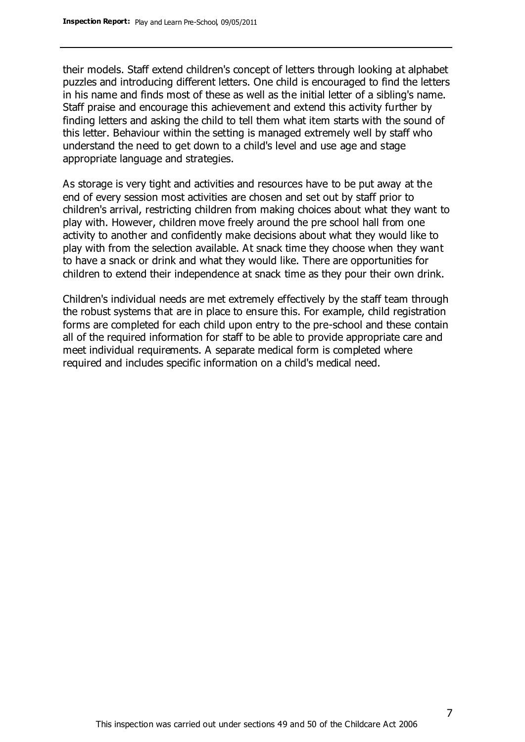their models. Staff extend children's concept of letters through looking at alphabet puzzles and introducing different letters. One child is encouraged to find the letters in his name and finds most of these as well as the initial letter of a sibling's name. Staff praise and encourage this achievement and extend this activity further by finding letters and asking the child to tell them what item starts with the sound of this letter. Behaviour within the setting is managed extremely well by staff who understand the need to get down to a child's level and use age and stage appropriate language and strategies.

As storage is very tight and activities and resources have to be put away at the end of every session most activities are chosen and set out by staff prior to children's arrival, restricting children from making choices about what they want to play with. However, children move freely around the pre school hall from one activity to another and confidently make decisions about what they would like to play with from the selection available. At snack time they choose when they want to have a snack or drink and what they would like. There are opportunities for children to extend their independence at snack time as they pour their own drink.

Children's individual needs are met extremely effectively by the staff team through the robust systems that are in place to ensure this. For example, child registration forms are completed for each child upon entry to the pre-school and these contain all of the required information for staff to be able to provide appropriate care and meet individual requirements. A separate medical form is completed where required and includes specific information on a child's medical need.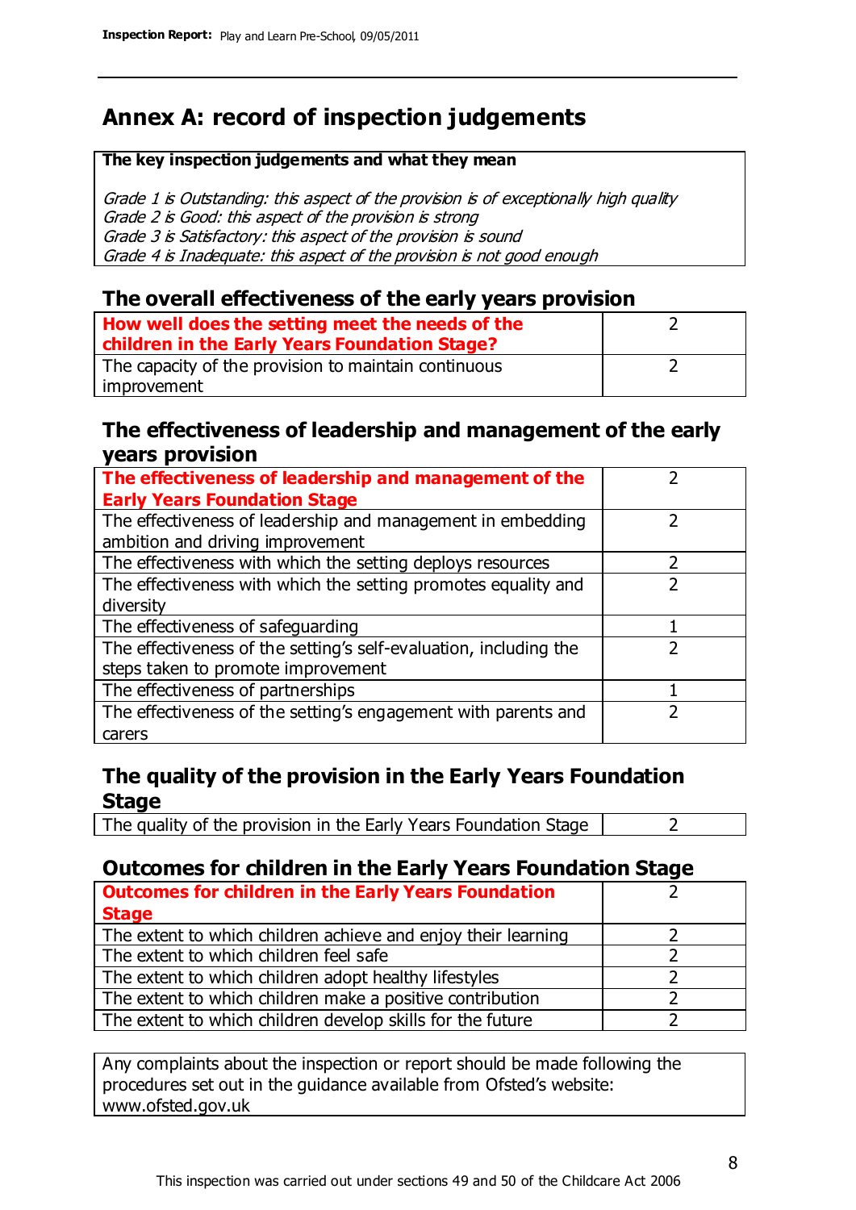# Annex A: record of inspection judgements

**The key inspection judgements and what they mean**

*Grade 1 is Outstanding: this aspect of the provision is of exceptionally high quality*
*Grade 2 is Good: this aspect of the provision is strong*
*Grade 3 is Satisfactory: this aspect of the provision is sound*
*Grade 4 is Inadequate: this aspect of the provision is not good enough*

## The overall effectiveness of the early years provision

| | |
|---|---|
| **How well does the setting meet the needs of the children in the Early Years Foundation Stage?** | 2 |
| The capacity of the provision to maintain continuous improvement | 2 |

## The effectiveness of leadership and management of the early years provision

| | |
|---|---|
| **The effectiveness of leadership and management of the Early Years Foundation Stage** | 2 |
| The effectiveness of leadership and management in embedding ambition and driving improvement | 2 |
| The effectiveness with which the setting deploys resources | 2 |
| The effectiveness with which the setting promotes equality and diversity | 2 |
| The effectiveness of safeguarding | 1 |
| The effectiveness of the setting's self-evaluation, including the steps taken to promote improvement | 2 |
| The effectiveness of partnerships | 1 |
| The effectiveness of the setting's engagement with parents and carers | 2 |

## The quality of the provision in the Early Years Foundation Stage

| | |
|---|---|
| The quality of the provision in the Early Years Foundation Stage | 2 |

## Outcomes for children in the Early Years Foundation Stage

| | |
|---|---|
| **Outcomes for children in the Early Years Foundation Stage** | 2 |
| The extent to which children achieve and enjoy their learning | 2 |
| The extent to which children feel safe | 2 |
| The extent to which children adopt healthy lifestyles | 2 |
| The extent to which children make a positive contribution | 2 |
| The extent to which children develop skills for the future | 2 |

Any complaints about the inspection or report should be made following the procedures set out in the guidance available from Ofsted's website: www.ofsted.gov.uk

This inspection was carried out under sections 49 and 50 of the Childcare Act 2006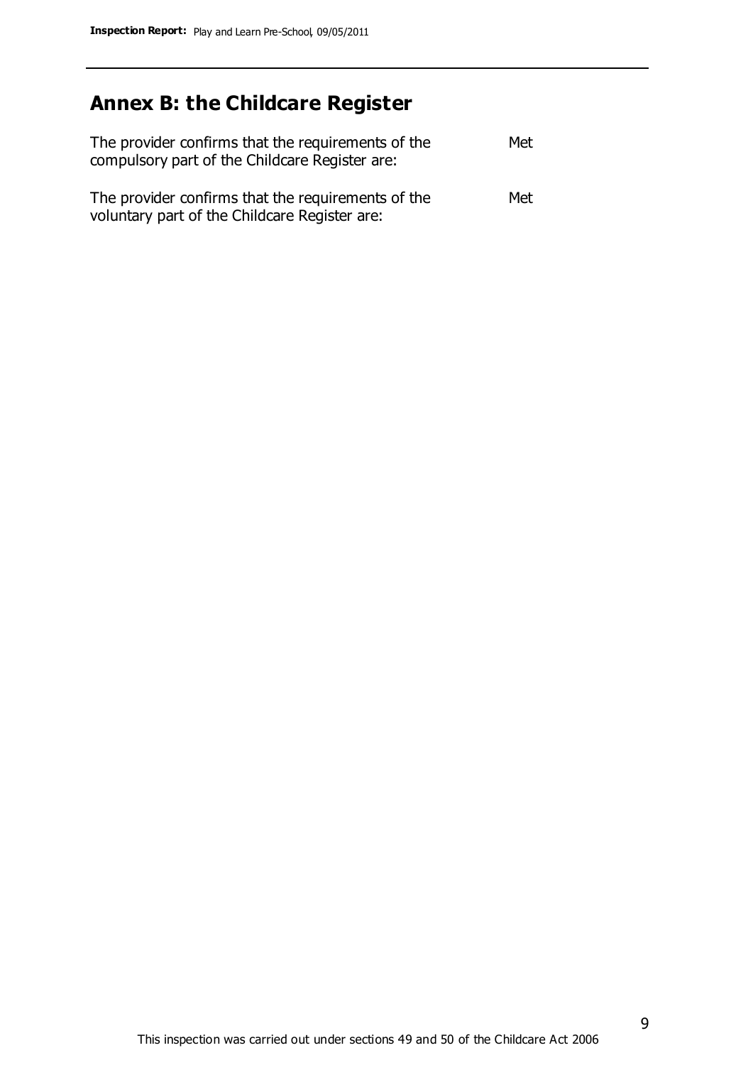## Annex B: the Childcare Register

| | |
|---|---|
| The provider confirms that the requirements of the compulsory part of the Childcare Register are: | Met |
| The provider confirms that the requirements of the voluntary part of the Childcare Register are: | Met |

This inspection was carried out under sections 49 and 50 of the Childcare Act 2006